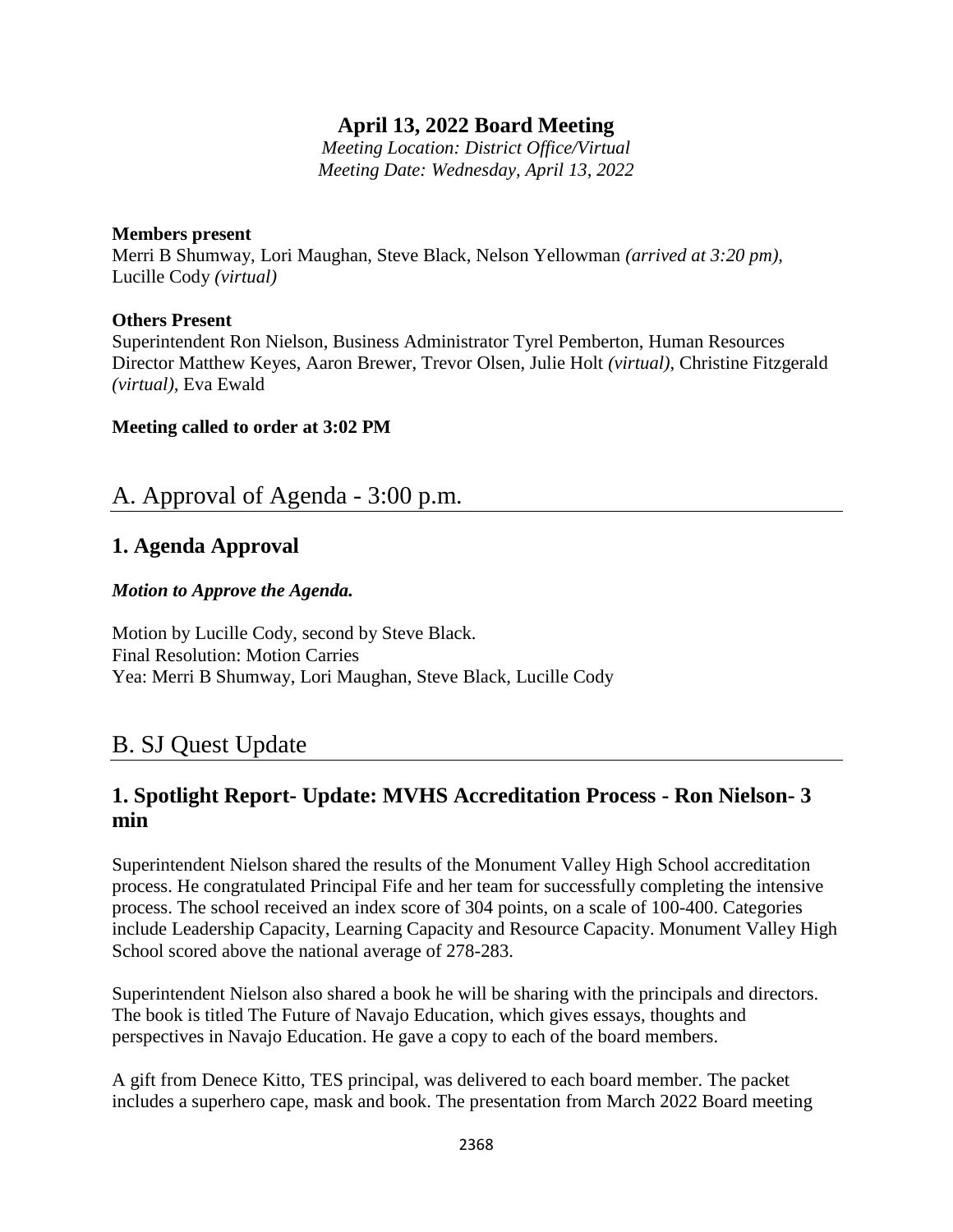# April 13, 2022 Board Meeting

*Meeting Location: District Office/Virtual*
*Meeting Date: Wednesday, April 13, 2022*

**Members present**
Merri B Shumway, Lori Maughan, Steve Black, Nelson Yellowman *(arrived at 3:20 pm),* Lucille Cody *(virtual)*

**Others Present**
Superintendent Ron Nielson, Business Administrator Tyrel Pemberton, Human Resources Director Matthew Keyes, Aaron Brewer, Trevor Olsen, Julie Holt *(virtual)*, Christine Fitzgerald *(virtual)*, Eva Ewald

**Meeting called to order at 3:02 PM**

## A. Approval of Agenda - 3:00 p.m.

### 1. Agenda Approval

***Motion to Approve the Agenda.***

Motion by Lucille Cody, second by Steve Black.
Final Resolution: Motion Carries
Yea: Merri B Shumway, Lori Maughan, Steve Black, Lucille Cody

## B. SJ Quest Update

### 1. Spotlight Report- Update: MVHS Accreditation Process - Ron Nielson- 3 min

Superintendent Nielson shared the results of the Monument Valley High School accreditation process. He congratulated Principal Fife and her team for successfully completing the intensive process. The school received an index score of 304 points, on a scale of 100-400. Categories include Leadership Capacity, Learning Capacity and Resource Capacity. Monument Valley High School scored above the national average of 278-283.

Superintendent Nielson also shared a book he will be sharing with the principals and directors. The book is titled The Future of Navajo Education, which gives essays, thoughts and perspectives in Navajo Education. He gave a copy to each of the board members.

A gift from Denece Kitto, TES principal, was delivered to each board member. The packet includes a superhero cape, mask and book. The presentation from March 2022 Board meeting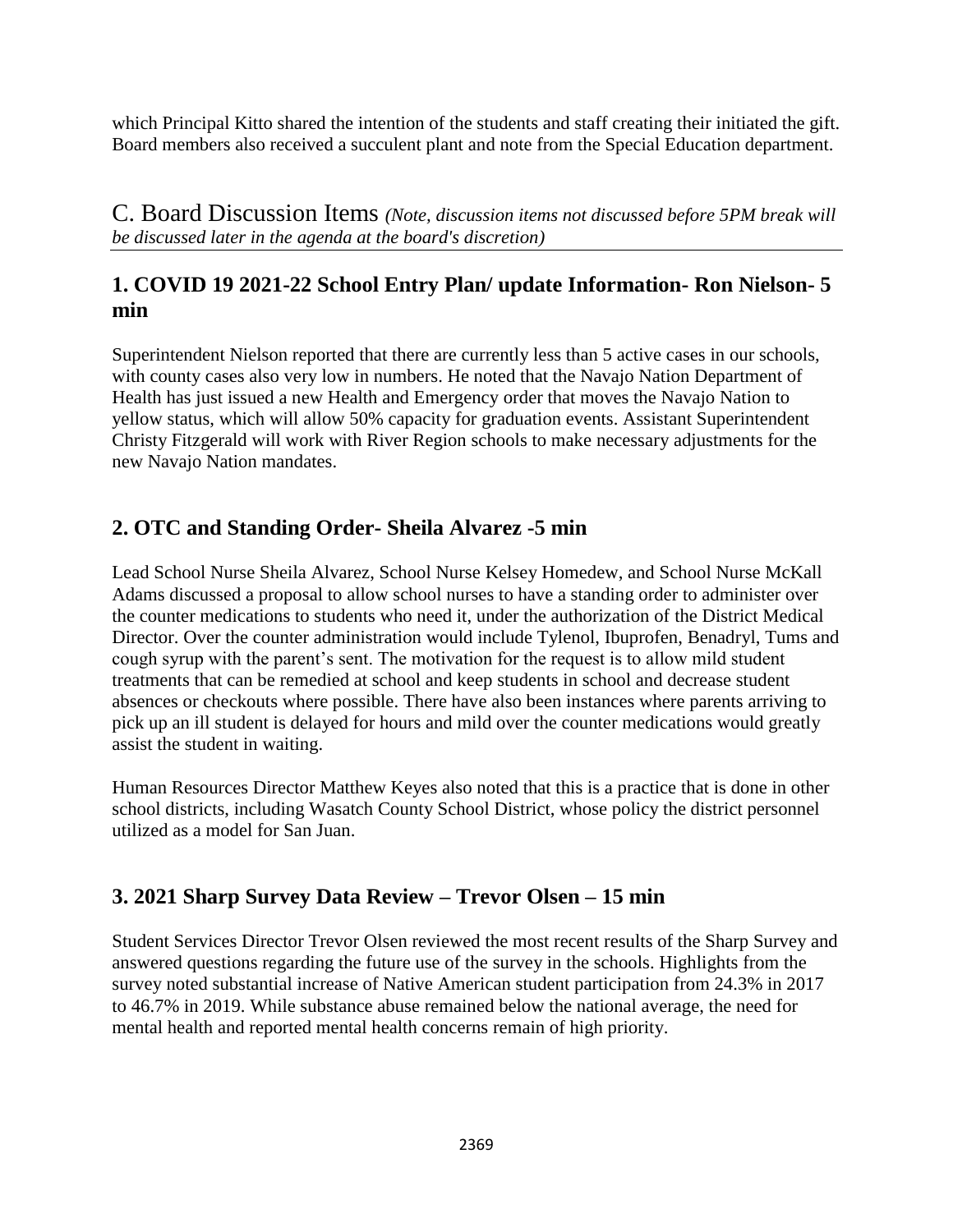which Principal Kitto shared the intention of the students and staff creating their initiated the gift. Board members also received a succulent plant and note from the Special Education department.

# C. Board Discussion Items *(Note, discussion items not discussed before 5PM break will be discussed later in the agenda at the board's discretion)*

## 1. COVID 19 2021-22 School Entry Plan/ update Information- Ron Nielson- 5 min

Superintendent Nielson reported that there are currently less than 5 active cases in our schools, with county cases also very low in numbers. He noted that the Navajo Nation Department of Health has just issued a new Health and Emergency order that moves the Navajo Nation to yellow status, which will allow 50% capacity for graduation events. Assistant Superintendent Christy Fitzgerald will work with River Region schools to make necessary adjustments for the new Navajo Nation mandates.

## 2. OTC and Standing Order- Sheila Alvarez -5 min

Lead School Nurse Sheila Alvarez, School Nurse Kelsey Homedew, and School Nurse McKall Adams discussed a proposal to allow school nurses to have a standing order to administer over the counter medications to students who need it, under the authorization of the District Medical Director. Over the counter administration would include Tylenol, Ibuprofen, Benadryl, Tums and cough syrup with the parent's sent. The motivation for the request is to allow mild student treatments that can be remedied at school and keep students in school and decrease student absences or checkouts where possible. There have also been instances where parents arriving to pick up an ill student is delayed for hours and mild over the counter medications would greatly assist the student in waiting.

Human Resources Director Matthew Keyes also noted that this is a practice that is done in other school districts, including Wasatch County School District, whose policy the district personnel utilized as a model for San Juan.

## 3. 2021 Sharp Survey Data Review – Trevor Olsen – 15 min

Student Services Director Trevor Olsen reviewed the most recent results of the Sharp Survey and answered questions regarding the future use of the survey in the schools. Highlights from the survey noted substantial increase of Native American student participation from 24.3% in 2017 to 46.7% in 2019. While substance abuse remained below the national average, the need for mental health and reported mental health concerns remain of high priority.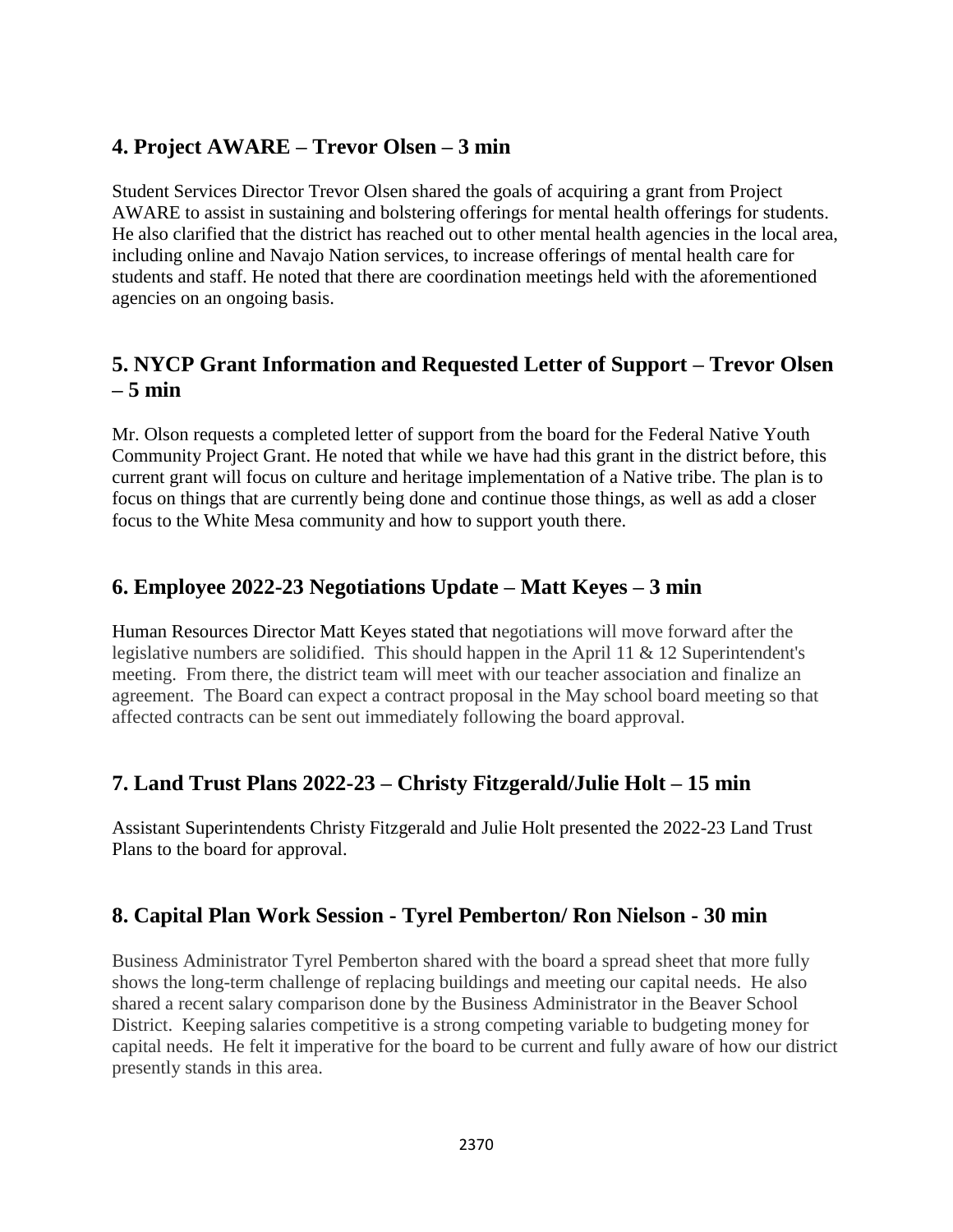## 4. Project AWARE – Trevor Olsen – 3 min

Student Services Director Trevor Olsen shared the goals of acquiring a grant from Project AWARE to assist in sustaining and bolstering offerings for mental health offerings for students. He also clarified that the district has reached out to other mental health agencies in the local area, including online and Navajo Nation services, to increase offerings of mental health care for students and staff. He noted that there are coordination meetings held with the aforementioned agencies on an ongoing basis.

## 5. NYCP Grant Information and Requested Letter of Support – Trevor Olsen – 5 min

Mr. Olson requests a completed letter of support from the board for the Federal Native Youth Community Project Grant. He noted that while we have had this grant in the district before, this current grant will focus on culture and heritage implementation of a Native tribe. The plan is to focus on things that are currently being done and continue those things, as well as add a closer focus to the White Mesa community and how to support youth there.

## 6. Employee 2022-23 Negotiations Update – Matt Keyes – 3 min

Human Resources Director Matt Keyes stated that negotiations will move forward after the legislative numbers are solidified. This should happen in the April 11 & 12 Superintendent's meeting. From there, the district team will meet with our teacher association and finalize an agreement. The Board can expect a contract proposal in the May school board meeting so that affected contracts can be sent out immediately following the board approval.

## 7. Land Trust Plans 2022-23 – Christy Fitzgerald/Julie Holt – 15 min

Assistant Superintendents Christy Fitzgerald and Julie Holt presented the 2022-23 Land Trust Plans to the board for approval.

## 8. Capital Plan Work Session - Tyrel Pemberton/ Ron Nielson - 30 min

Business Administrator Tyrel Pemberton shared with the board a spread sheet that more fully shows the long-term challenge of replacing buildings and meeting our capital needs. He also shared a recent salary comparison done by the Business Administrator in the Beaver School District. Keeping salaries competitive is a strong competing variable to budgeting money for capital needs. He felt it imperative for the board to be current and fully aware of how our district presently stands in this area.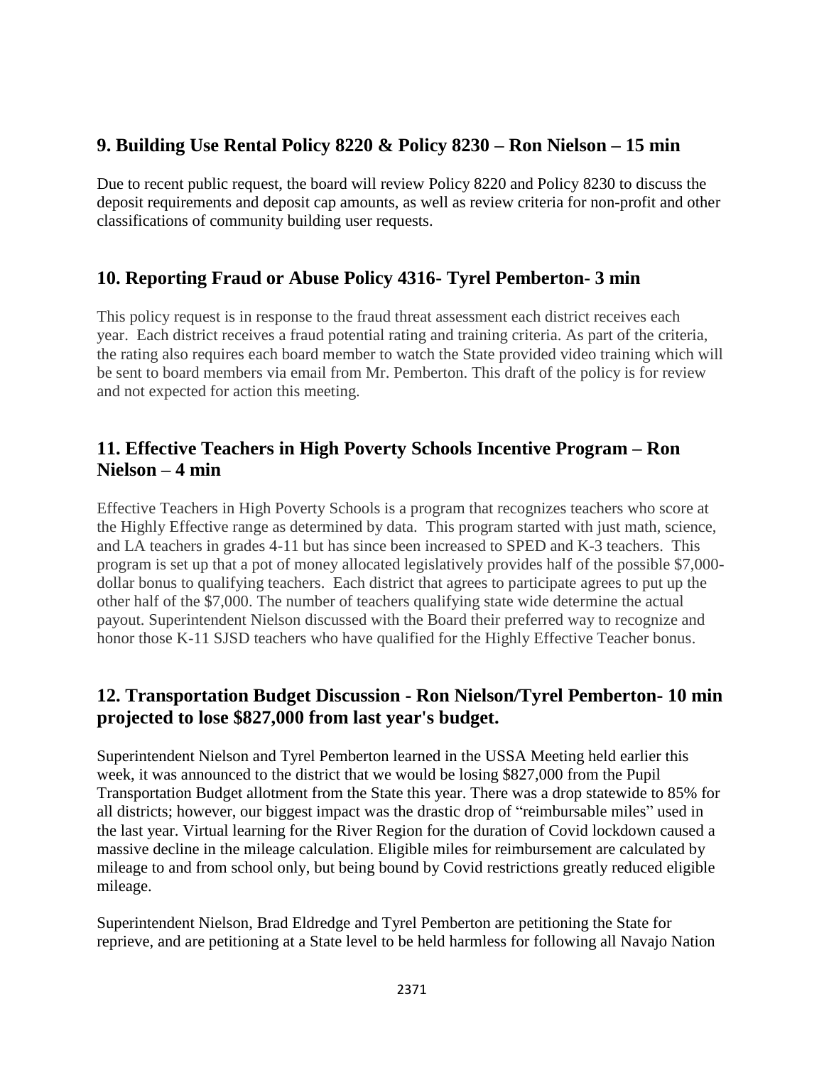## 9. Building Use Rental Policy 8220 & Policy 8230 – Ron Nielson – 15 min

Due to recent public request, the board will review Policy 8220 and Policy 8230 to discuss the deposit requirements and deposit cap amounts, as well as review criteria for non-profit and other classifications of community building user requests.

## 10. Reporting Fraud or Abuse Policy 4316- Tyrel Pemberton- 3 min

This policy request is in response to the fraud threat assessment each district receives each year. Each district receives a fraud potential rating and training criteria. As part of the criteria, the rating also requires each board member to watch the State provided video training which will be sent to board members via email from Mr. Pemberton. This draft of the policy is for review and not expected for action this meeting.

## 11. Effective Teachers in High Poverty Schools Incentive Program – Ron Nielson – 4 min

Effective Teachers in High Poverty Schools is a program that recognizes teachers who score at the Highly Effective range as determined by data. This program started with just math, science, and LA teachers in grades 4-11 but has since been increased to SPED and K-3 teachers. This program is set up that a pot of money allocated legislatively provides half of the possible $7,000-dollar bonus to qualifying teachers. Each district that agrees to participate agrees to put up the other half of the $7,000. The number of teachers qualifying state wide determine the actual payout. Superintendent Nielson discussed with the Board their preferred way to recognize and honor those K-11 SJSD teachers who have qualified for the Highly Effective Teacher bonus.

## 12. Transportation Budget Discussion - Ron Nielson/Tyrel Pemberton- 10 min projected to lose $827,000 from last year's budget.

Superintendent Nielson and Tyrel Pemberton learned in the USSA Meeting held earlier this week, it was announced to the district that we would be losing $827,000 from the Pupil Transportation Budget allotment from the State this year. There was a drop statewide to 85% for all districts; however, our biggest impact was the drastic drop of "reimbursable miles" used in the last year. Virtual learning for the River Region for the duration of Covid lockdown caused a massive decline in the mileage calculation. Eligible miles for reimbursement are calculated by mileage to and from school only, but being bound by Covid restrictions greatly reduced eligible mileage.

Superintendent Nielson, Brad Eldredge and Tyrel Pemberton are petitioning the State for reprieve, and are petitioning at a State level to be held harmless for following all Navajo Nation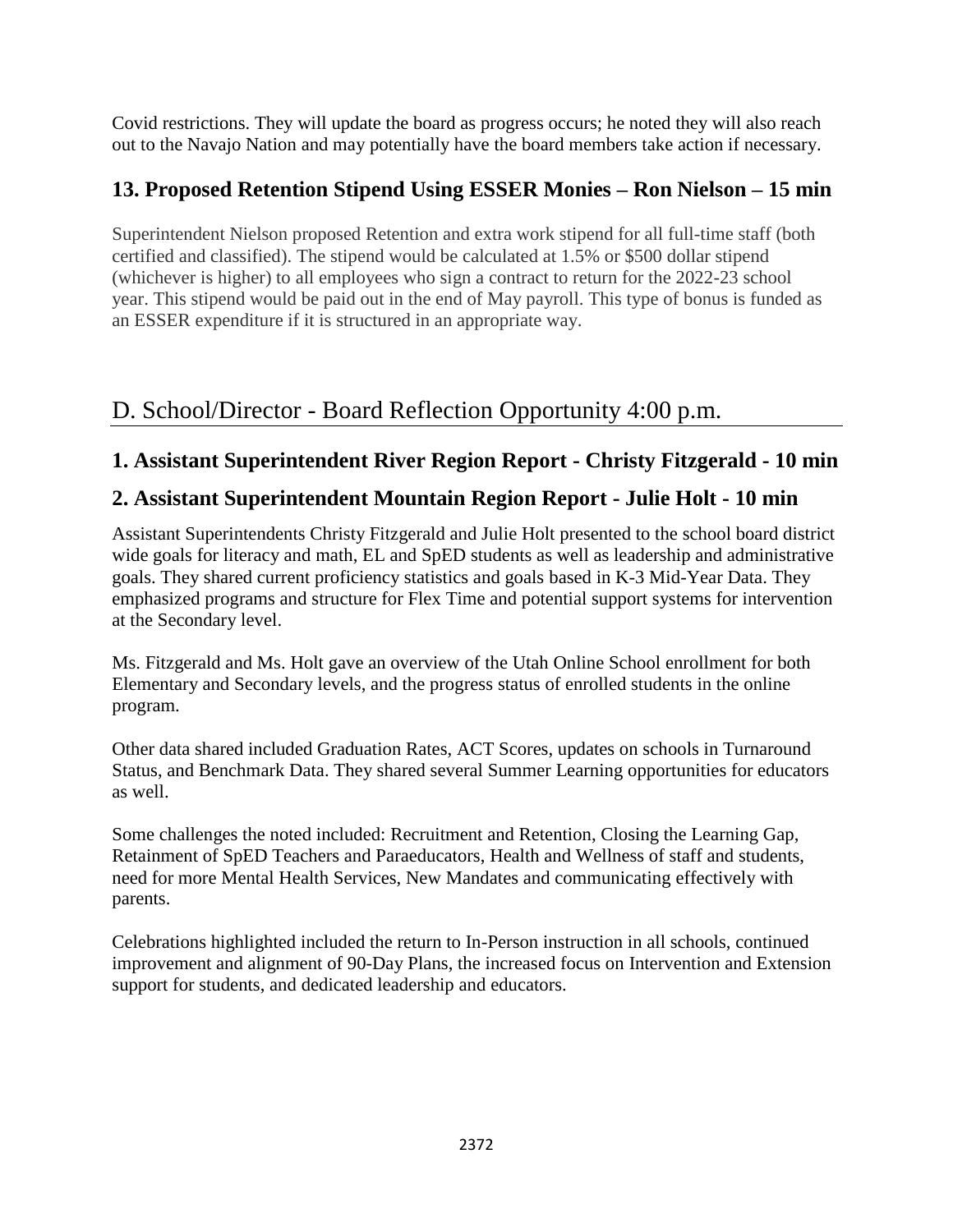Covid restrictions. They will update the board as progress occurs; he noted they will also reach out to the Navajo Nation and may potentially have the board members take action if necessary.

### 13. Proposed Retention Stipend Using ESSER Monies – Ron Nielson – 15 min

Superintendent Nielson proposed Retention and extra work stipend for all full-time staff (both certified and classified). The stipend would be calculated at 1.5% or $500 dollar stipend (whichever is higher) to all employees who sign a contract to return for the 2022-23 school year. This stipend would be paid out in the end of May payroll. This type of bonus is funded as an ESSER expenditure if it is structured in an appropriate way.

## D. School/Director - Board Reflection Opportunity 4:00 p.m.

### 1. Assistant Superintendent River Region Report - Christy Fitzgerald - 10 min

### 2. Assistant Superintendent Mountain Region Report - Julie Holt - 10 min

Assistant Superintendents Christy Fitzgerald and Julie Holt presented to the school board district wide goals for literacy and math, EL and SpED students as well as leadership and administrative goals. They shared current proficiency statistics and goals based in K-3 Mid-Year Data. They emphasized programs and structure for Flex Time and potential support systems for intervention at the Secondary level.

Ms. Fitzgerald and Ms. Holt gave an overview of the Utah Online School enrollment for both Elementary and Secondary levels, and the progress status of enrolled students in the online program.

Other data shared included Graduation Rates, ACT Scores, updates on schools in Turnaround Status, and Benchmark Data. They shared several Summer Learning opportunities for educators as well.

Some challenges the noted included: Recruitment and Retention, Closing the Learning Gap, Retainment of SpED Teachers and Paraeducators, Health and Wellness of staff and students, need for more Mental Health Services, New Mandates and communicating effectively with parents.

Celebrations highlighted included the return to In-Person instruction in all schools, continued improvement and alignment of 90-Day Plans, the increased focus on Intervention and Extension support for students, and dedicated leadership and educators.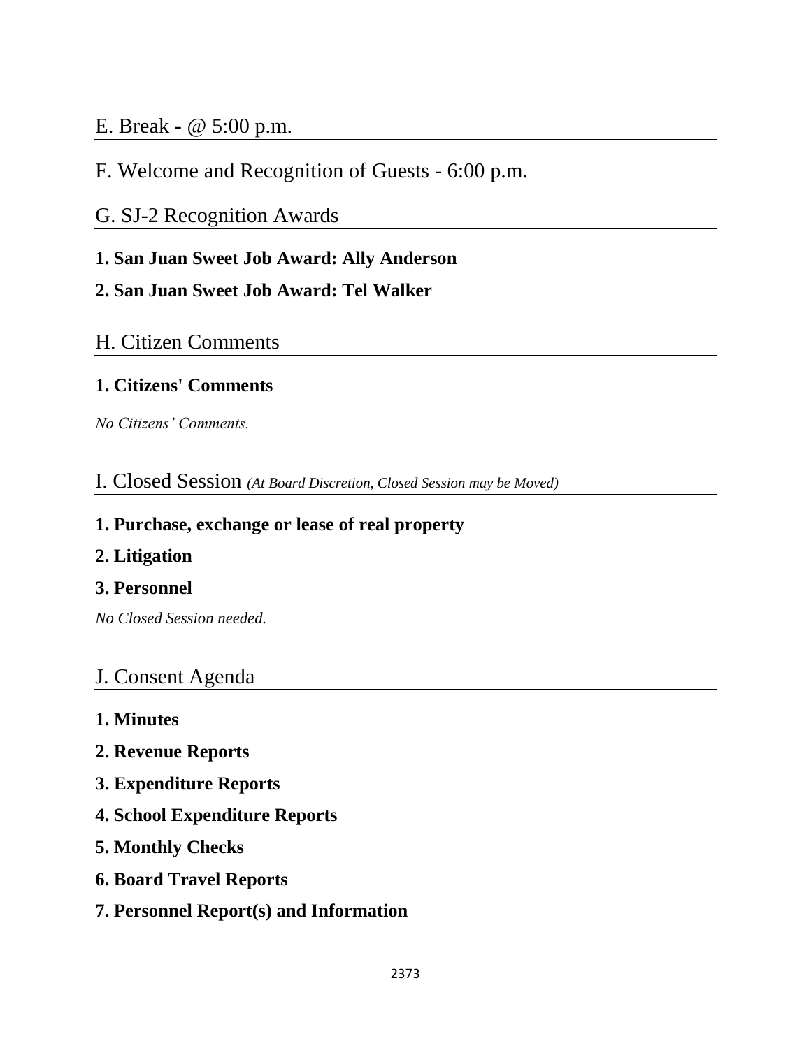## E. Break - @ 5:00 p.m.

## F. Welcome and Recognition of Guests - 6:00 p.m.

## G. SJ-2 Recognition Awards

**1. San Juan Sweet Job Award: Ally Anderson**

**2. San Juan Sweet Job Award: Tel Walker**

## H. Citizen Comments

**1. Citizens' Comments**

*No Citizens' Comments.*

## I. Closed Session *(At Board Discretion, Closed Session may be Moved)*

**1. Purchase, exchange or lease of real property**

**2. Litigation**

**3. Personnel**

*No Closed Session needed.*

## J. Consent Agenda

**1. Minutes**

**2. Revenue Reports**

**3. Expenditure Reports**

**4. School Expenditure Reports**

**5. Monthly Checks**

**6. Board Travel Reports**

**7. Personnel Report(s) and Information**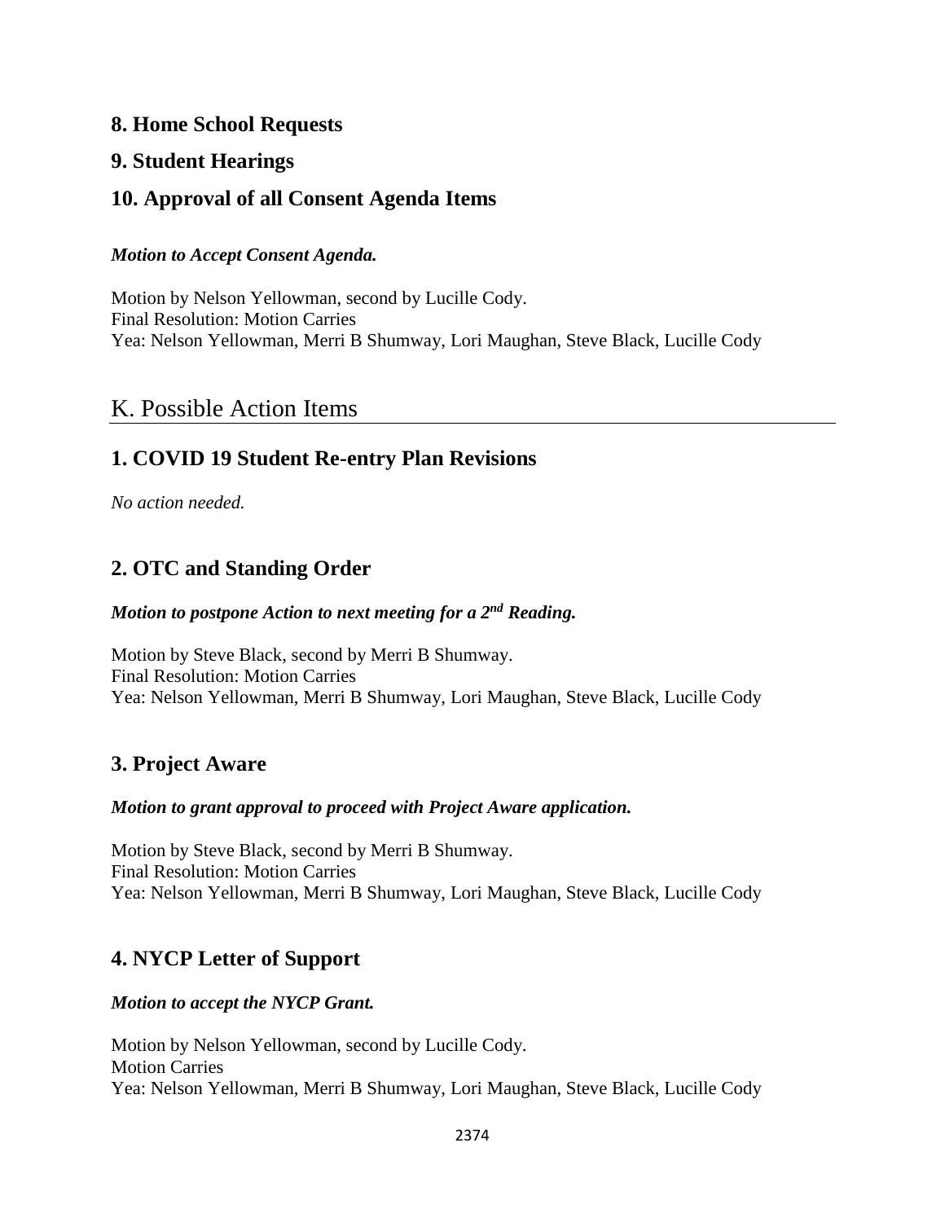### 8. Home School Requests

### 9. Student Hearings

### 10. Approval of all Consent Agenda Items

***Motion to Accept Consent Agenda.***

Motion by Nelson Yellowman, second by Lucille Cody.
Final Resolution: Motion Carries
Yea: Nelson Yellowman, Merri B Shumway, Lori Maughan, Steve Black, Lucille Cody

## K. Possible Action Items

### 1. COVID 19 Student Re-entry Plan Revisions

*No action needed.*

### 2. OTC and Standing Order

***Motion to postpone Action to next meeting for a 2nd Reading.***

Motion by Steve Black, second by Merri B Shumway.
Final Resolution: Motion Carries
Yea: Nelson Yellowman, Merri B Shumway, Lori Maughan, Steve Black, Lucille Cody

### 3. Project Aware

***Motion to grant approval to proceed with Project Aware application.***

Motion by Steve Black, second by Merri B Shumway.
Final Resolution: Motion Carries
Yea: Nelson Yellowman, Merri B Shumway, Lori Maughan, Steve Black, Lucille Cody

### 4. NYCP Letter of Support

***Motion to accept the NYCP Grant.***

Motion by Nelson Yellowman, second by Lucille Cody.
Motion Carries
Yea: Nelson Yellowman, Merri B Shumway, Lori Maughan, Steve Black, Lucille Cody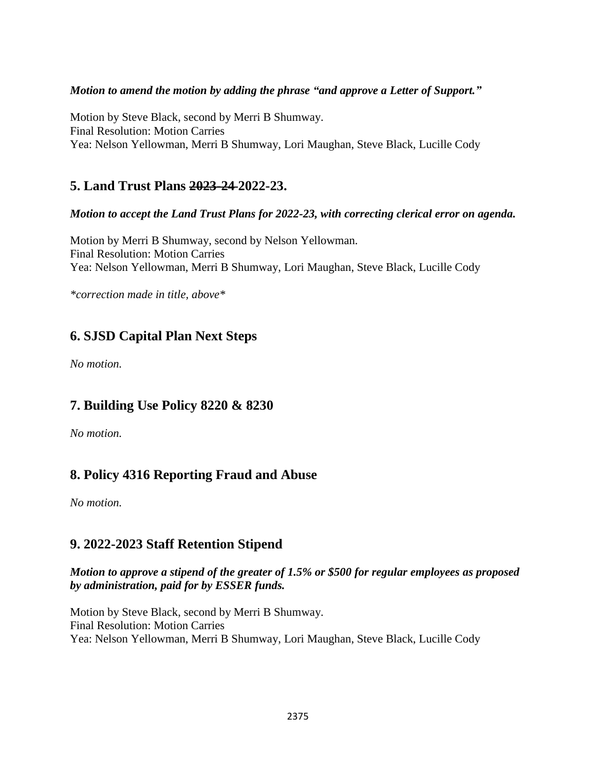***Motion to amend the motion by adding the phrase "and approve a Letter of Support."***

Motion by Steve Black, second by Merri B Shumway.
Final Resolution: Motion Carries
Yea: Nelson Yellowman, Merri B Shumway, Lori Maughan, Steve Black, Lucille Cody

## 5. Land Trust Plans ~~2023-24~~ 2022-23.

***Motion to accept the Land Trust Plans for 2022-23, with correcting clerical error on agenda.***

Motion by Merri B Shumway, second by Nelson Yellowman.
Final Resolution: Motion Carries
Yea: Nelson Yellowman, Merri B Shumway, Lori Maughan, Steve Black, Lucille Cody

*\*correction made in title, above\**

## 6. SJSD Capital Plan Next Steps

*No motion.*

## 7. Building Use Policy 8220 & 8230

*No motion.*

## 8. Policy 4316 Reporting Fraud and Abuse

*No motion.*

## 9. 2022-2023 Staff Retention Stipend

***Motion to approve a stipend of the greater of 1.5% or $500 for regular employees as proposed by administration, paid for by ESSER funds.***

Motion by Steve Black, second by Merri B Shumway.
Final Resolution: Motion Carries
Yea: Nelson Yellowman, Merri B Shumway, Lori Maughan, Steve Black, Lucille Cody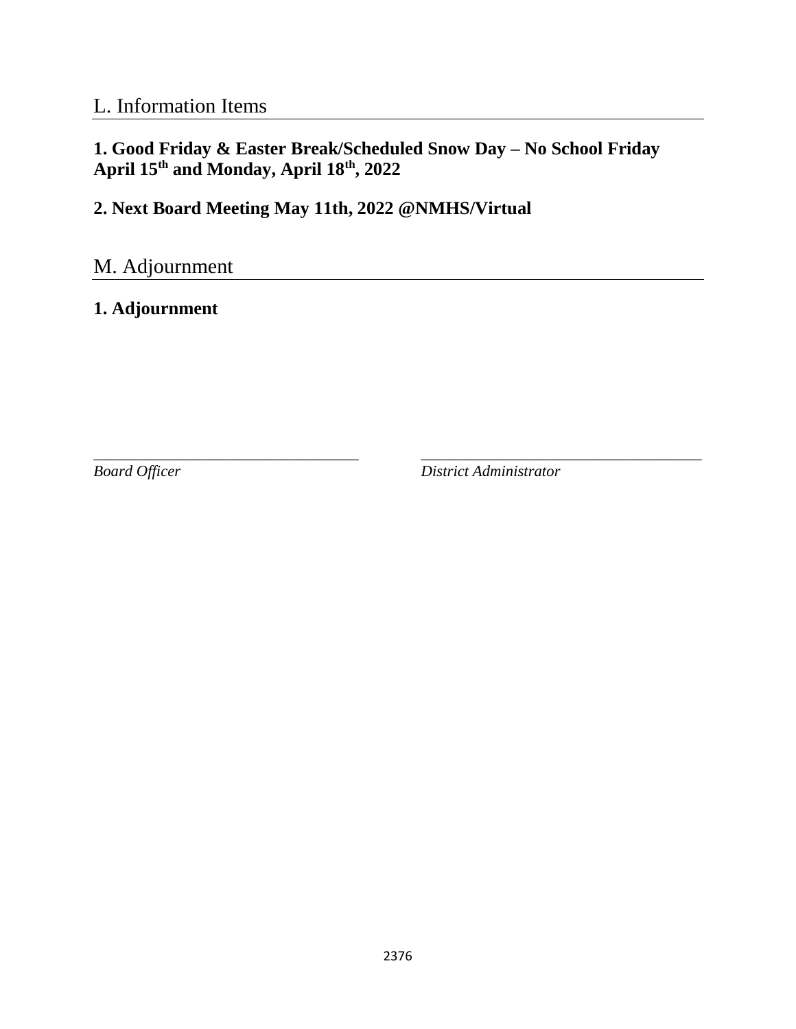## L. Information Items

**1. Good Friday & Easter Break/Scheduled Snow Day – No School Friday April 15th and Monday, April 18th, 2022**

**2. Next Board Meeting May 11th, 2022 @NMHS/Virtual**

## M. Adjournment

**1. Adjournment**

_________________________________ _________________________________

*Board Officer* *District Administrator*